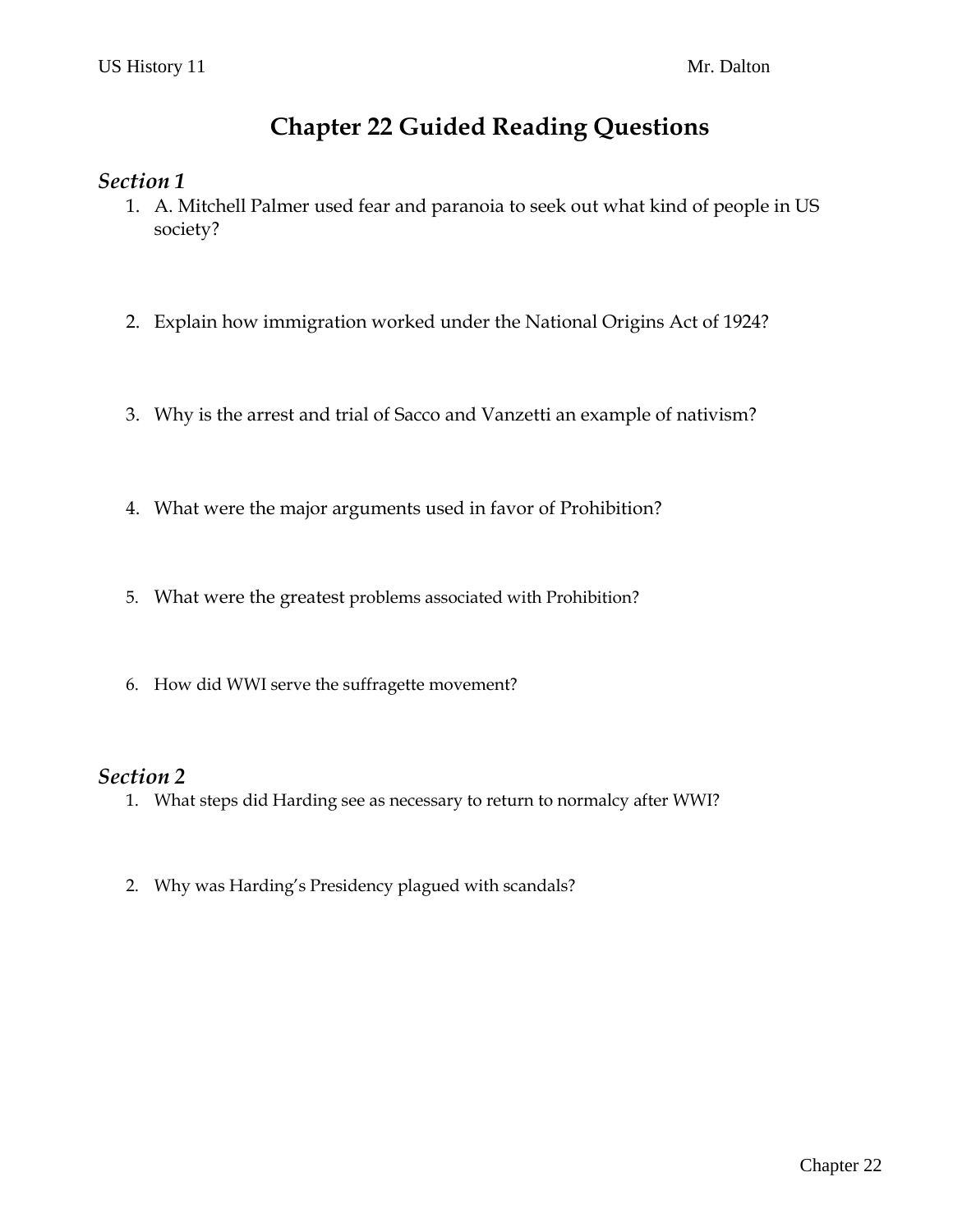US History 11 Mr. Dalton

# Chapter 22 Guided Reading Questions

## *Section 1*

1. A. Mitchell Palmer used fear and paranoia to seek out what kind of people in US society?

2. Explain how immigration worked under the National Origins Act of 1924?

3. Why is the arrest and trial of Sacco and Vanzetti an example of nativism?

4. What were the major arguments used in favor of Prohibition?

5. What were the greatest problems associated with Prohibition?

6. How did WWI serve the suffragette movement?

## *Section 2*

1. What steps did Harding see as necessary to return to normalcy after WWI?

2. Why was Harding's Presidency plagued with scandals?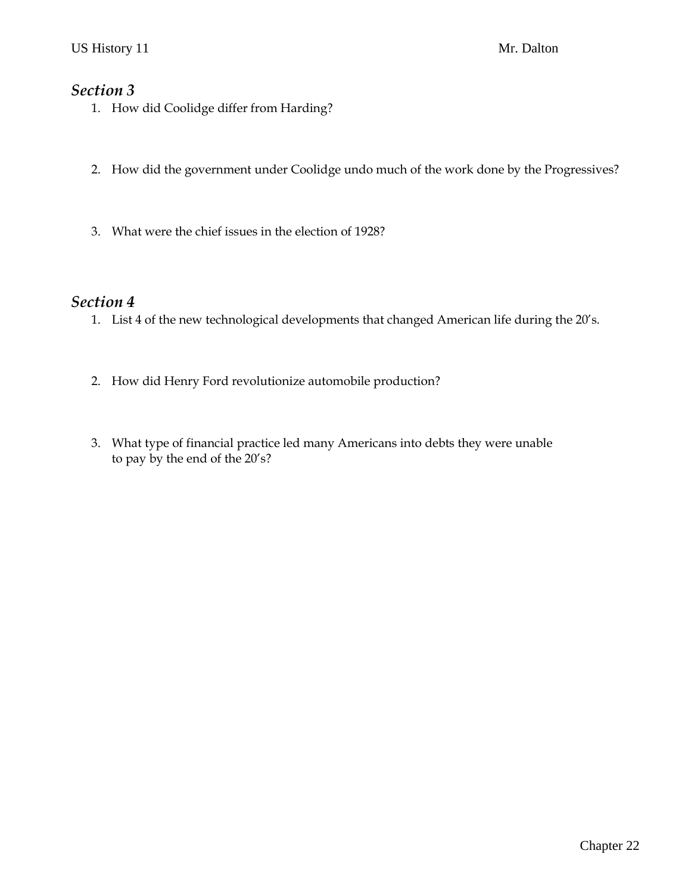## *Section 3*

1. How did Coolidge differ from Harding?

2. How did the government under Coolidge undo much of the work done by the Progressives?

3. What were the chief issues in the election of 1928?

## *Section 4*

1. List 4 of the new technological developments that changed American life during the 20's.

2. How did Henry Ford revolutionize automobile production?

3. What type of financial practice led many Americans into debts they were unable to pay by the end of the 20's?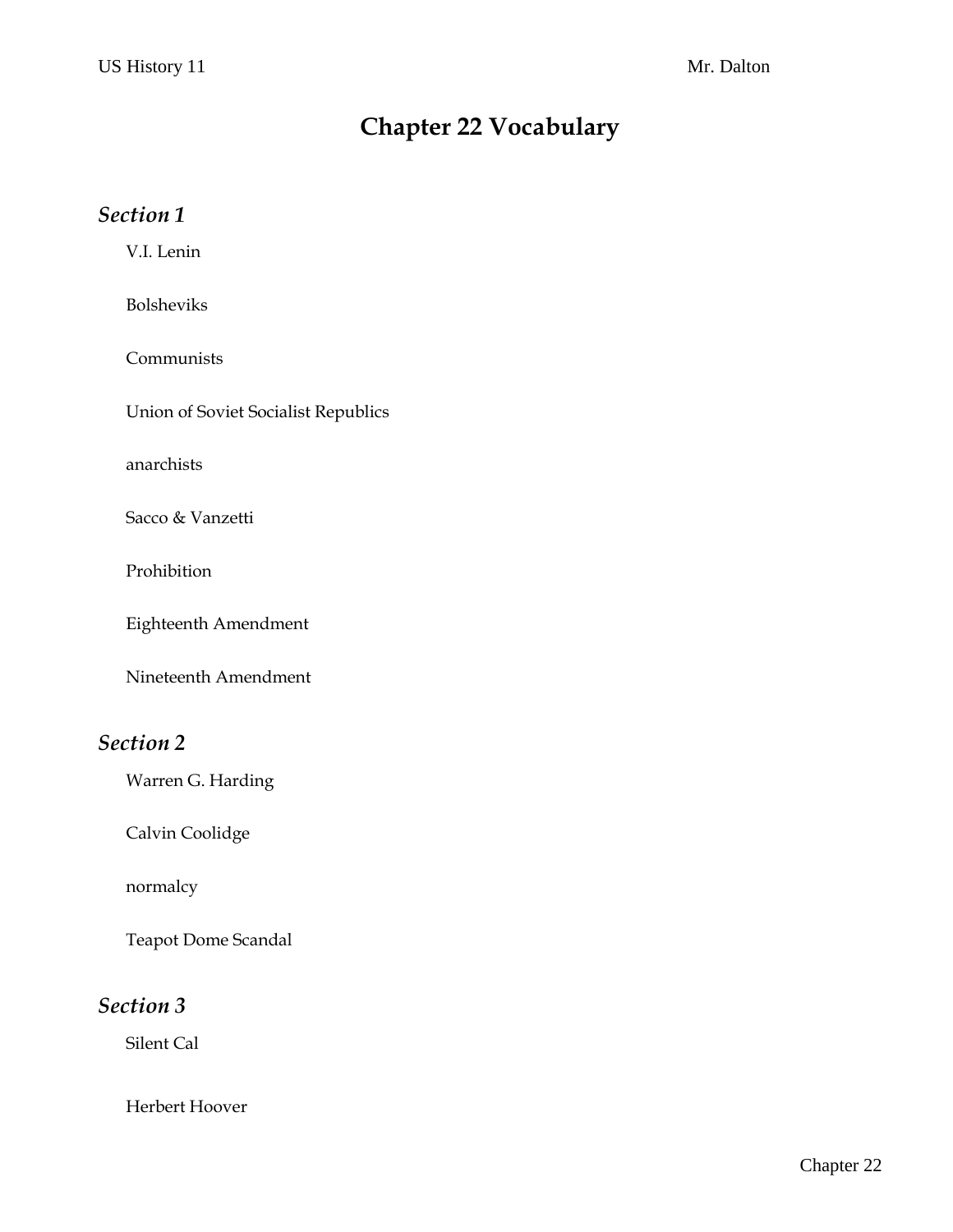# Chapter 22 Vocabulary

## *Section 1*

V.I. Lenin

Bolsheviks

Communists

Union of Soviet Socialist Republics

anarchists

Sacco & Vanzetti

Prohibition

Eighteenth Amendment

Nineteenth Amendment

## *Section 2*

Warren G. Harding

Calvin Coolidge

normalcy

Teapot Dome Scandal

## *Section 3*

Silent Cal

Herbert Hoover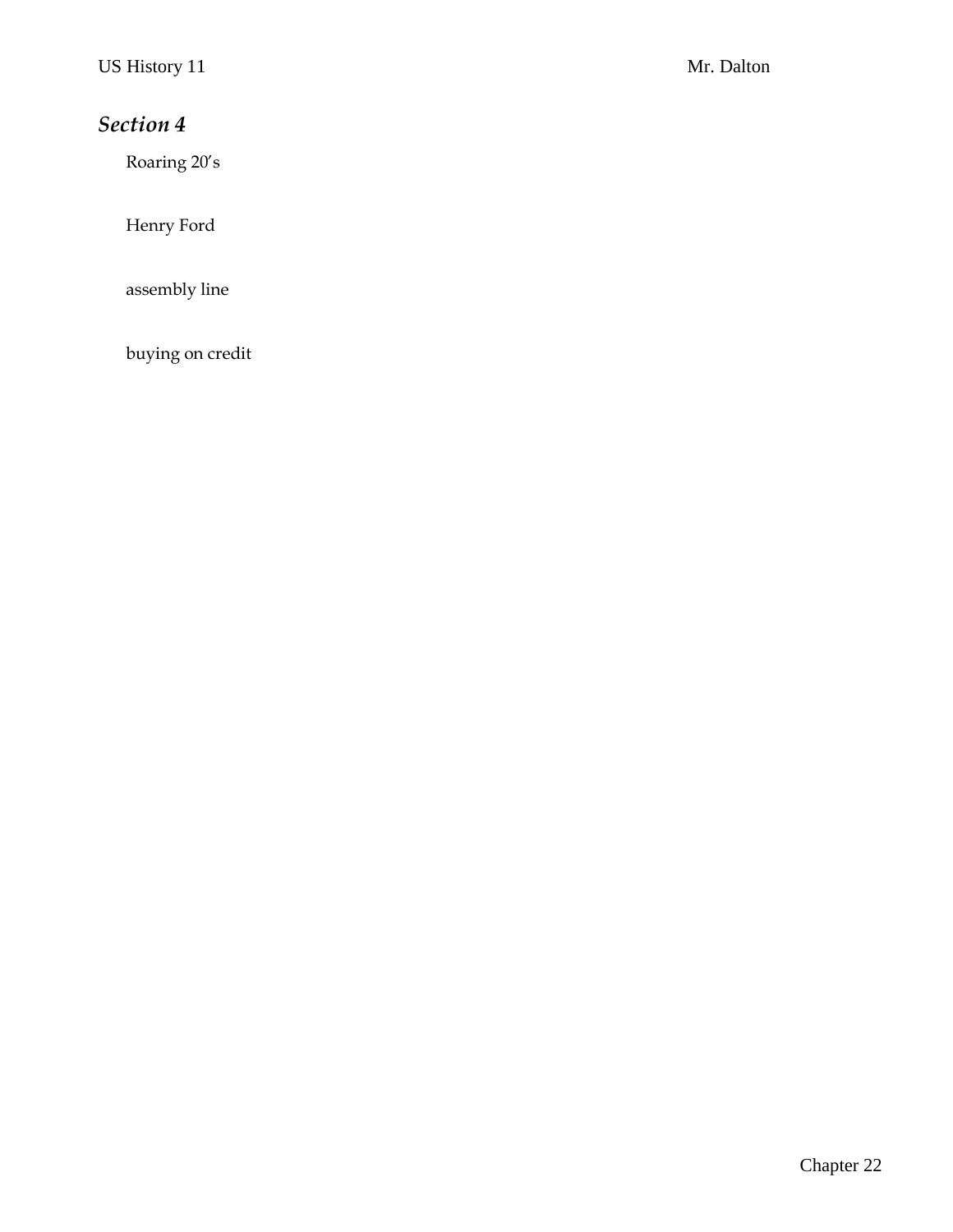## *Section 4*

Roaring 20's

Henry Ford

assembly line

buying on credit